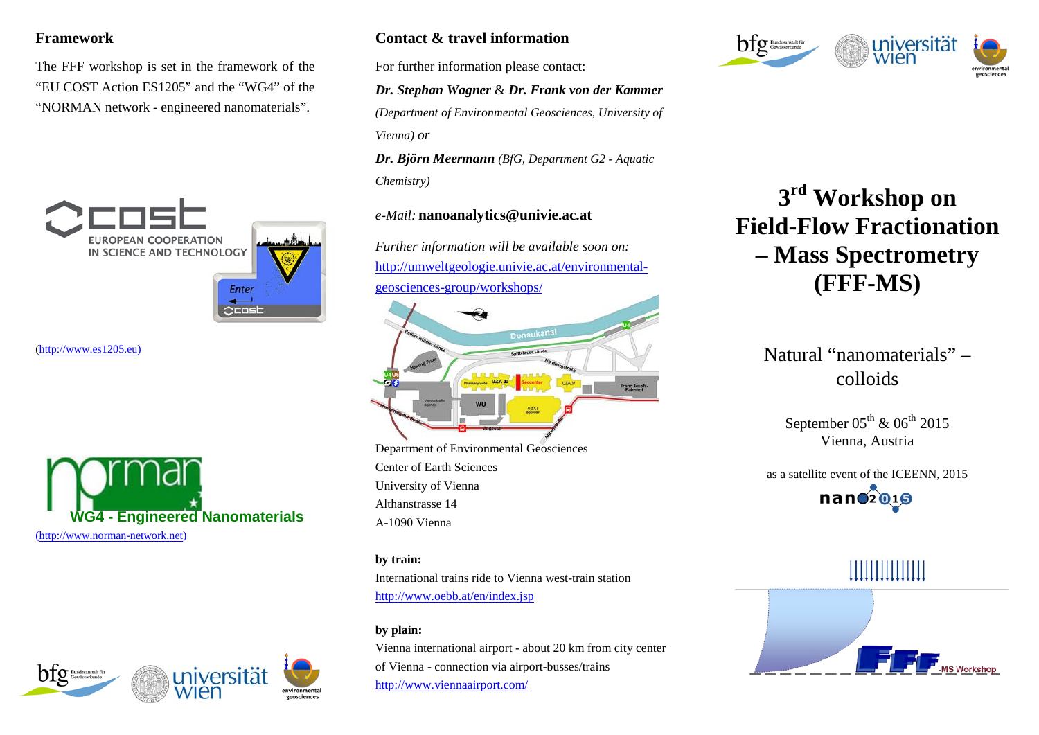## Framework

The FFF workshop is set in the framework of the "EU COST Action ES1205" and the "WG4" of the "NORMAN network - engineered nanomaterials".

(http://www.es1205.eu)

WG4 - Engineered Nanomaterials

(http://www.norman-network.net)

## Contact & travel information

For further information please contact:

***Dr. Stephan Wagner*** & ***Dr. Frank von der Kammer***

*(Department of Environmental Geosciences, University of Vienna) or*

***Dr. Björn Meermann*** *(BfG, Department G2 - Aquatic Chemistry)*

*e-Mail:* **nanoanalytics@univie.ac.at**

*Further information will be available soon on:*
http://umweltgeologie.univie.ac.at/environmental-geosciences-group/workshops/

Department of Environmental Geosciences
Center of Earth Sciences
University of Vienna
Althanstrasse 14
A-1090 Vienna

**by train:**

International trains ride to Vienna west-train station
http://www.oebb.at/en/index.jsp

**by plain:**

Vienna international airport - about 20 km from city center of Vienna - connection via airport-busses/trains
http://www.viennaairport.com/

# 3rd Workshop on Field-Flow Fractionation – Mass Spectrometry (FFF-MS)

Natural "nanomaterials" – colloids

September 05th & 06th 2015
Vienna, Austria

as a satellite event of the ICEENN, 2015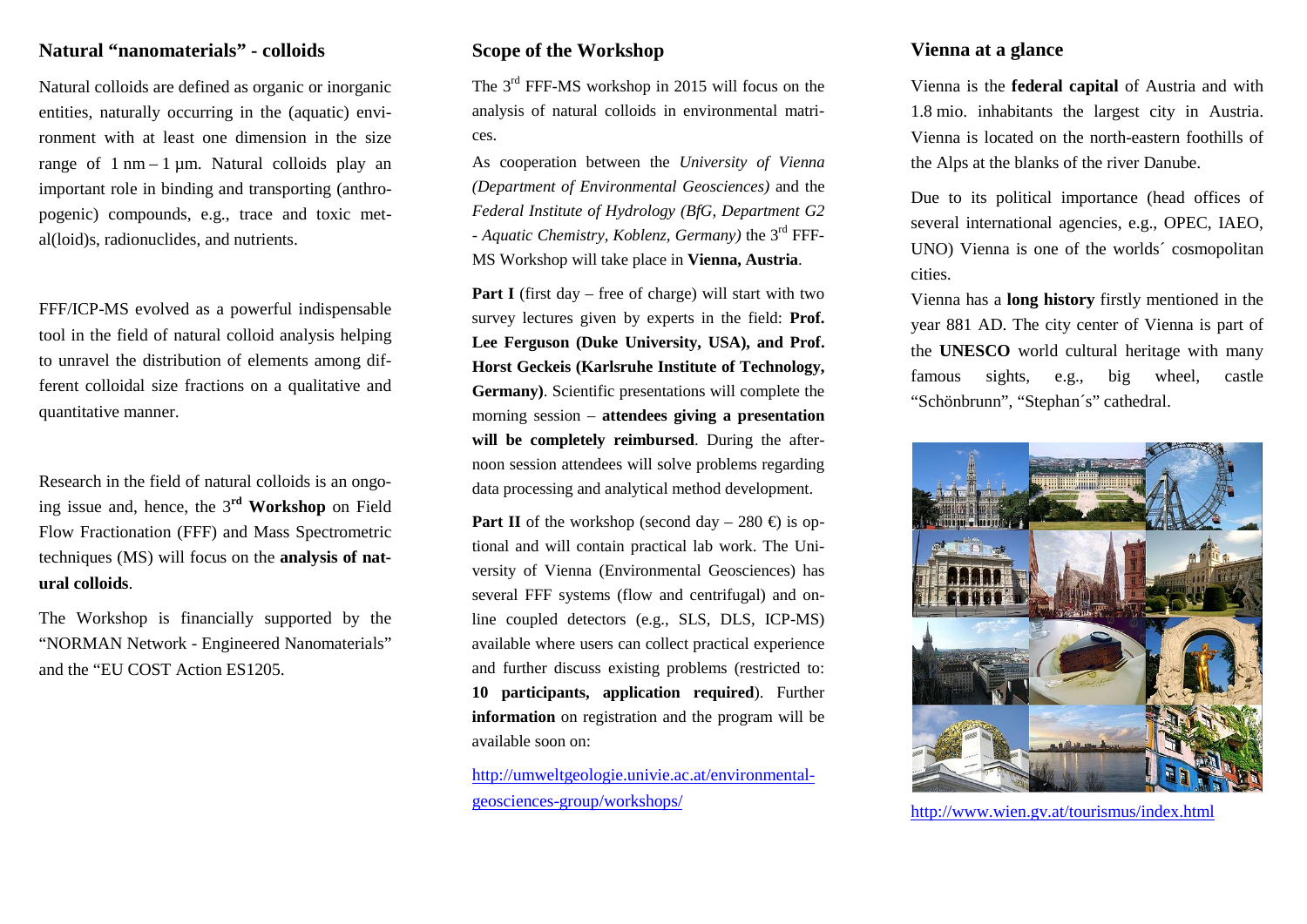## Natural "nanomaterials" - colloids

Natural colloids are defined as organic or inorganic entities, naturally occurring in the (aquatic) environment with at least one dimension in the size range of 1 nm – 1 µm. Natural colloids play an important role in binding and transporting (anthropogenic) compounds, e.g., trace and toxic metal(loid)s, radionuclides, and nutrients.

FFF/ICP-MS evolved as a powerful indispensable tool in the field of natural colloid analysis helping to unravel the distribution of elements among different colloidal size fractions on a qualitative and quantitative manner.

Research in the field of natural colloids is an ongoing issue and, hence, the 3rd **Workshop** on Field Flow Fractionation (FFF) and Mass Spectrometric techniques (MS) will focus on the **analysis of natural colloids**.

The Workshop is financially supported by the "NORMAN Network - Engineered Nanomaterials" and the "EU COST Action ES1205.

## Scope of the Workshop

The 3rd FFF-MS workshop in 2015 will focus on the analysis of natural colloids in environmental matrices.

As cooperation between the *University of Vienna (Department of Environmental Geosciences)* and the *Federal Institute of Hydrology (BfG, Department G2 - Aquatic Chemistry, Koblenz, Germany)* the 3rd FFF-MS Workshop will take place in **Vienna, Austria**.

**Part I** (first day – free of charge) will start with two survey lectures given by experts in the field: **Prof. Lee Ferguson (Duke University, USA), and Prof. Horst Geckeis (Karlsruhe Institute of Technology, Germany)**. Scientific presentations will complete the morning session – **attendees giving a presentation will be completely reimbursed**. During the afternoon session attendees will solve problems regarding data processing and analytical method development.

**Part II** of the workshop (second day – 280 €) is optional and will contain practical lab work. The University of Vienna (Environmental Geosciences) has several FFF systems (flow and centrifugal) and online coupled detectors (e.g., SLS, DLS, ICP-MS) available where users can collect practical experience and further discuss existing problems (restricted to: **10 participants, application required**). Further **information** on registration and the program will be available soon on:

http://umweltgeologie.univie.ac.at/environmental-geosciences-group/workshops/

## Vienna at a glance

Vienna is the **federal capital** of Austria and with 1.8 mio. inhabitants the largest city in Austria. Vienna is located on the north-eastern foothills of the Alps at the blanks of the river Danube.

Due to its political importance (head offices of several international agencies, e.g., OPEC, IAEO, UNO) Vienna is one of the worlds´ cosmopolitan cities.

Vienna has a **long history** firstly mentioned in the year 881 AD. The city center of Vienna is part of the **UNESCO** world cultural heritage with many famous sights, e.g., big wheel, castle "Schönbrunn", "Stephan´s" cathedral.

http://www.wien.gv.at/tourismus/index.html